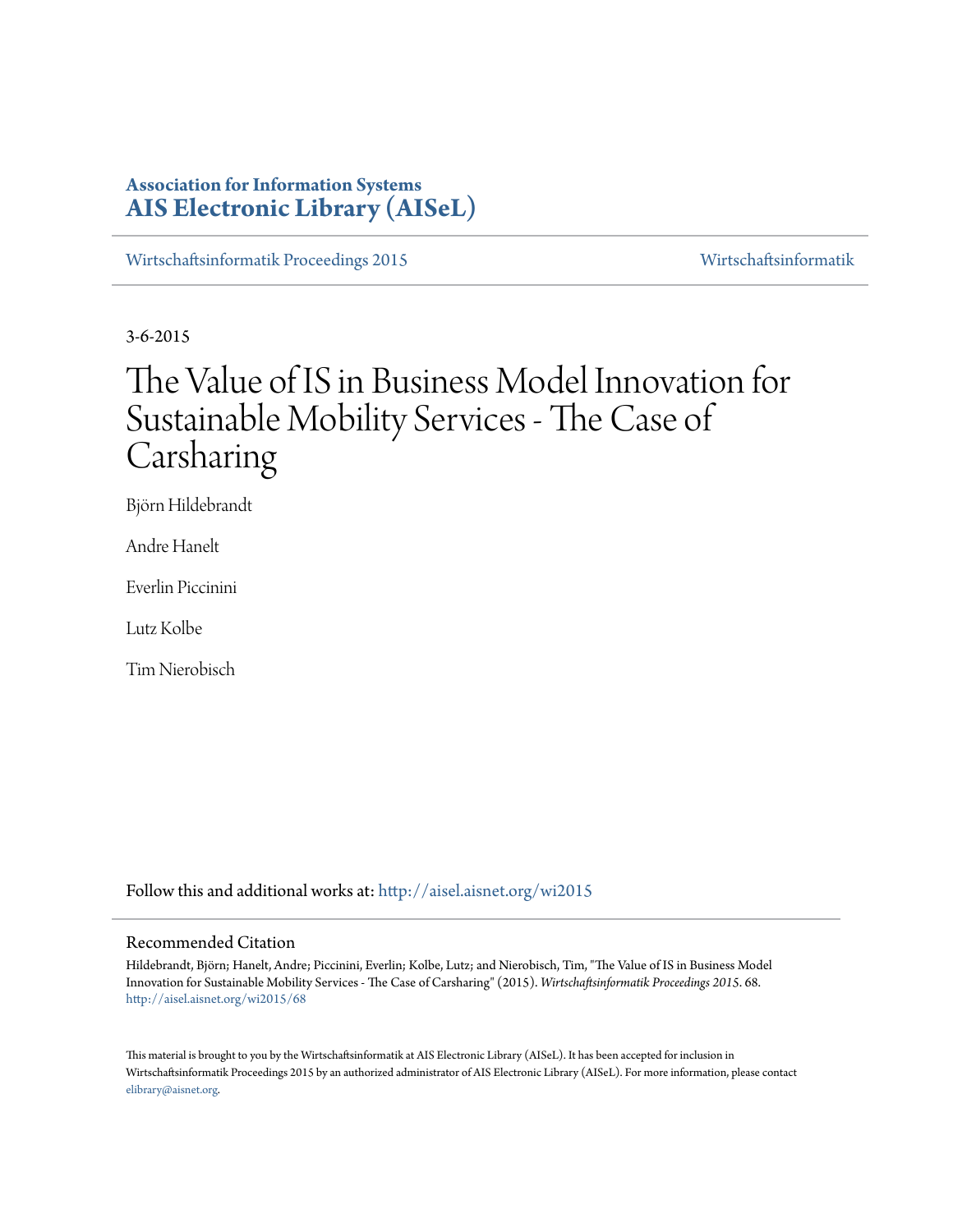**Association for Information Systems**
**AIS Electronic Library (AISeL)**

Wirtschaftsinformatik Proceedings 2015 | Wirtschaftsinformatik

3-6-2015

# The Value of IS in Business Model Innovation for Sustainable Mobility Services - The Case of Carsharing

Björn Hildebrandt

Andre Hanelt

Everlin Piccinini

Lutz Kolbe

Tim Nierobisch

Follow this and additional works at: http://aisel.aisnet.org/wi2015

## Recommended Citation

Hildebrandt, Björn; Hanelt, Andre; Piccinini, Everlin; Kolbe, Lutz; and Nierobisch, Tim, "The Value of IS in Business Model Innovation for Sustainable Mobility Services - The Case of Carsharing" (2015). *Wirtschaftsinformatik Proceedings 2015*. 68.
http://aisel.aisnet.org/wi2015/68

This material is brought to you by the Wirtschaftsinformatik at AIS Electronic Library (AISeL). It has been accepted for inclusion in Wirtschaftsinformatik Proceedings 2015 by an authorized administrator of AIS Electronic Library (AISeL). For more information, please contact elibrary@aisnet.org.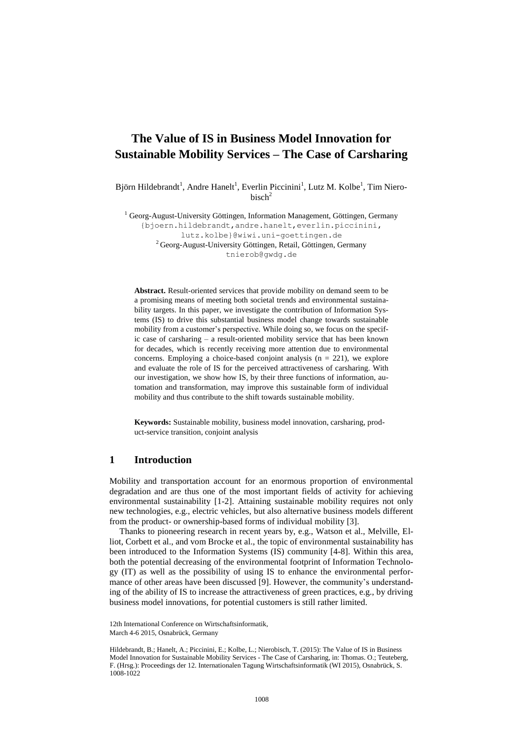# The Value of IS in Business Model Innovation for Sustainable Mobility Services – The Case of Carsharing

Björn Hildebrandt[1], Andre Hanelt[1], Everlin Piccinini[1], Lutz M. Kolbe[1], Tim Nierobisch[2]

[1] Georg-August-University Göttingen, Information Management, Göttingen, Germany
{bjoern.hildebrandt,andre.hanelt,everlin.piccinini, lutz.kolbe}@wiwi.uni-goettingen.de

[2] Georg-August-University Göttingen, Retail, Göttingen, Germany
tnierob@gwdg.de

**Abstract.** Result-oriented services that provide mobility on demand seem to be a promising means of meeting both societal trends and environmental sustainability targets. In this paper, we investigate the contribution of Information Systems (IS) to drive this substantial business model change towards sustainable mobility from a customer's perspective. While doing so, we focus on the specific case of carsharing – a result-oriented mobility service that has been known for decades, which is recently receiving more attention due to environmental concerns. Employing a choice-based conjoint analysis (n = 221), we explore and evaluate the role of IS for the perceived attractiveness of carsharing. With our investigation, we show how IS, by their three functions of information, automation and transformation, may improve this sustainable form of individual mobility and thus contribute to the shift towards sustainable mobility.

**Keywords:** Sustainable mobility, business model innovation, carsharing, product-service transition, conjoint analysis

## 1 Introduction

Mobility and transportation account for an enormous proportion of environmental degradation and are thus one of the most important fields of activity for achieving environmental sustainability [1-2]. Attaining sustainable mobility requires not only new technologies, e.g., electric vehicles, but also alternative business models different from the product- or ownership-based forms of individual mobility [3].

Thanks to pioneering research in recent years by, e.g., Watson et al., Melville, Elliot, Corbett et al., and vom Brocke et al., the topic of environmental sustainability has been introduced to the Information Systems (IS) community [4-8]. Within this area, both the potential decreasing of the environmental footprint of Information Technology (IT) as well as the possibility of using IS to enhance the environmental performance of other areas have been discussed [9]. However, the community's understanding of the ability of IS to increase the attractiveness of green practices, e.g., by driving business model innovations, for potential customers is still rather limited.

12th International Conference on Wirtschaftsinformatik,
March 4-6 2015, Osnabrück, Germany

Hildebrandt, B.; Hanelt, A.; Piccinini, E.; Kolbe, L.; Nierobisch, T. (2015): The Value of IS in Business Model Innovation for Sustainable Mobility Services - The Case of Carsharing, in: Thomas. O.; Teuteberg, F. (Hrsg.): Proceedings der 12. Internationalen Tagung Wirtschaftsinformatik (WI 2015), Osnabrück, S. 1008-1022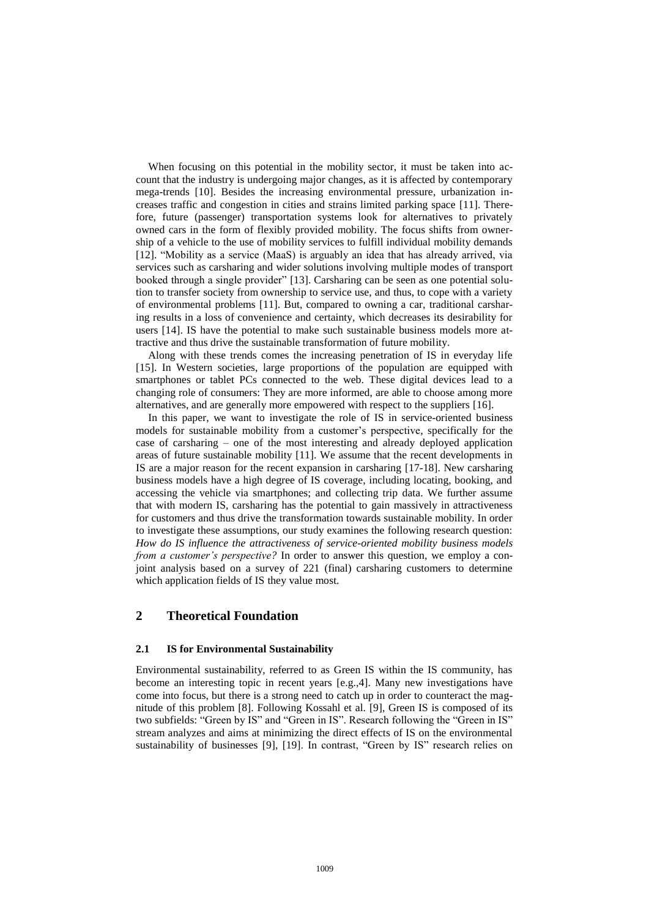When focusing on this potential in the mobility sector, it must be taken into account that the industry is undergoing major changes, as it is affected by contemporary mega-trends [10]. Besides the increasing environmental pressure, urbanization increases traffic and congestion in cities and strains limited parking space [11]. Therefore, future (passenger) transportation systems look for alternatives to privately owned cars in the form of flexibly provided mobility. The focus shifts from ownership of a vehicle to the use of mobility services to fulfill individual mobility demands [12]. "Mobility as a service (MaaS) is arguably an idea that has already arrived, via services such as carsharing and wider solutions involving multiple modes of transport booked through a single provider" [13]. Carsharing can be seen as one potential solution to transfer society from ownership to service use, and thus, to cope with a variety of environmental problems [11]. But, compared to owning a car, traditional carsharing results in a loss of convenience and certainty, which decreases its desirability for users [14]. IS have the potential to make such sustainable business models more attractive and thus drive the sustainable transformation of future mobility.

Along with these trends comes the increasing penetration of IS in everyday life [15]. In Western societies, large proportions of the population are equipped with smartphones or tablet PCs connected to the web. These digital devices lead to a changing role of consumers: They are more informed, are able to choose among more alternatives, and are generally more empowered with respect to the suppliers [16].

In this paper, we want to investigate the role of IS in service-oriented business models for sustainable mobility from a customer's perspective, specifically for the case of carsharing – one of the most interesting and already deployed application areas of future sustainable mobility [11]. We assume that the recent developments in IS are a major reason for the recent expansion in carsharing [17-18]. New carsharing business models have a high degree of IS coverage, including locating, booking, and accessing the vehicle via smartphones; and collecting trip data. We further assume that with modern IS, carsharing has the potential to gain massively in attractiveness for customers and thus drive the transformation towards sustainable mobility. In order to investigate these assumptions, our study examines the following research question: *How do IS influence the attractiveness of service-oriented mobility business models from a customer's perspective?* In order to answer this question, we employ a conjoint analysis based on a survey of 221 (final) carsharing customers to determine which application fields of IS they value most.

## 2 Theoretical Foundation

### 2.1 IS for Environmental Sustainability

Environmental sustainability, referred to as Green IS within the IS community, has become an interesting topic in recent years [e.g.,4]. Many new investigations have come into focus, but there is a strong need to catch up in order to counteract the magnitude of this problem [8]. Following Kossahl et al. [9], Green IS is composed of its two subfields: "Green by IS" and "Green in IS". Research following the "Green in IS" stream analyzes and aims at minimizing the direct effects of IS on the environmental sustainability of businesses [9], [19]. In contrast, "Green by IS" research relies on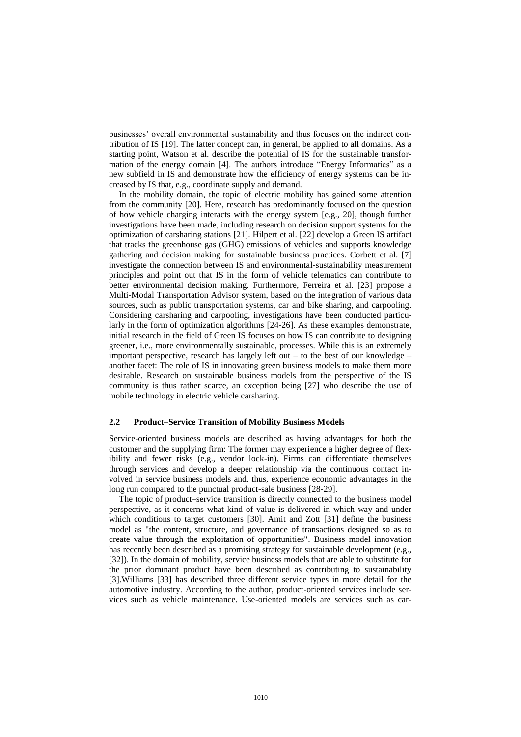businesses' overall environmental sustainability and thus focuses on the indirect contribution of IS [19]. The latter concept can, in general, be applied to all domains. As a starting point, Watson et al. describe the potential of IS for the sustainable transformation of the energy domain [4]. The authors introduce "Energy Informatics" as a new subfield in IS and demonstrate how the efficiency of energy systems can be increased by IS that, e.g., coordinate supply and demand.

In the mobility domain, the topic of electric mobility has gained some attention from the community [20]. Here, research has predominantly focused on the question of how vehicle charging interacts with the energy system [e.g., 20], though further investigations have been made, including research on decision support systems for the optimization of carsharing stations [21]. Hilpert et al. [22] develop a Green IS artifact that tracks the greenhouse gas (GHG) emissions of vehicles and supports knowledge gathering and decision making for sustainable business practices. Corbett et al. [7] investigate the connection between IS and environmental-sustainability measurement principles and point out that IS in the form of vehicle telematics can contribute to better environmental decision making. Furthermore, Ferreira et al. [23] propose a Multi-Modal Transportation Advisor system, based on the integration of various data sources, such as public transportation systems, car and bike sharing, and carpooling. Considering carsharing and carpooling, investigations have been conducted particularly in the form of optimization algorithms [24-26]. As these examples demonstrate, initial research in the field of Green IS focuses on how IS can contribute to designing greener, i.e., more environmentally sustainable, processes. While this is an extremely important perspective, research has largely left out – to the best of our knowledge – another facet: The role of IS in innovating green business models to make them more desirable. Research on sustainable business models from the perspective of the IS community is thus rather scarce, an exception being [27] who describe the use of mobile technology in electric vehicle carsharing.

### 2.2 Product–Service Transition of Mobility Business Models

Service-oriented business models are described as having advantages for both the customer and the supplying firm: The former may experience a higher degree of flexibility and fewer risks (e.g., vendor lock-in). Firms can differentiate themselves through services and develop a deeper relationship via the continuous contact involved in service business models and, thus, experience economic advantages in the long run compared to the punctual product-sale business [28-29].

The topic of product–service transition is directly connected to the business model perspective, as it concerns what kind of value is delivered in which way and under which conditions to target customers [30]. Amit and Zott [31] define the business model as "the content, structure, and governance of transactions designed so as to create value through the exploitation of opportunities". Business model innovation has recently been described as a promising strategy for sustainable development (e.g., [32]). In the domain of mobility, service business models that are able to substitute for the prior dominant product have been described as contributing to sustainability [3].Williams [33] has described three different service types in more detail for the automotive industry. According to the author, product-oriented services include services such as vehicle maintenance. Use-oriented models are services such as car-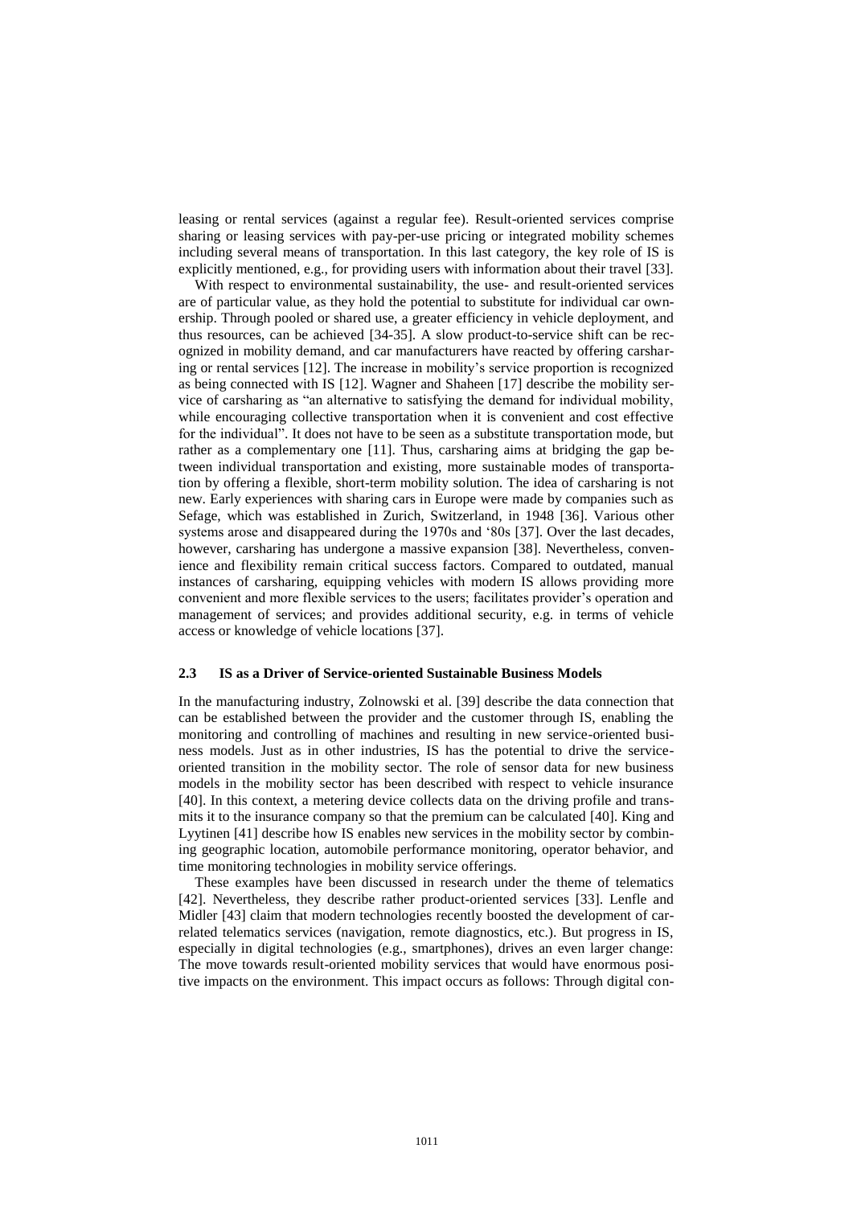leasing or rental services (against a regular fee). Result-oriented services comprise sharing or leasing services with pay-per-use pricing or integrated mobility schemes including several means of transportation. In this last category, the key role of IS is explicitly mentioned, e.g., for providing users with information about their travel [33].

With respect to environmental sustainability, the use- and result-oriented services are of particular value, as they hold the potential to substitute for individual car ownership. Through pooled or shared use, a greater efficiency in vehicle deployment, and thus resources, can be achieved [34-35]. A slow product-to-service shift can be recognized in mobility demand, and car manufacturers have reacted by offering carsharing or rental services [12]. The increase in mobility's service proportion is recognized as being connected with IS [12]. Wagner and Shaheen [17] describe the mobility service of carsharing as "an alternative to satisfying the demand for individual mobility, while encouraging collective transportation when it is convenient and cost effective for the individual". It does not have to be seen as a substitute transportation mode, but rather as a complementary one [11]. Thus, carsharing aims at bridging the gap between individual transportation and existing, more sustainable modes of transportation by offering a flexible, short-term mobility solution. The idea of carsharing is not new. Early experiences with sharing cars in Europe were made by companies such as Sefage, which was established in Zurich, Switzerland, in 1948 [36]. Various other systems arose and disappeared during the 1970s and '80s [37]. Over the last decades, however, carsharing has undergone a massive expansion [38]. Nevertheless, convenience and flexibility remain critical success factors. Compared to outdated, manual instances of carsharing, equipping vehicles with modern IS allows providing more convenient and more flexible services to the users; facilitates provider's operation and management of services; and provides additional security, e.g. in terms of vehicle access or knowledge of vehicle locations [37].

### 2.3 IS as a Driver of Service-oriented Sustainable Business Models

In the manufacturing industry, Zolnowski et al. [39] describe the data connection that can be established between the provider and the customer through IS, enabling the monitoring and controlling of machines and resulting in new service-oriented business models. Just as in other industries, IS has the potential to drive the service-oriented transition in the mobility sector. The role of sensor data for new business models in the mobility sector has been described with respect to vehicle insurance [40]. In this context, a metering device collects data on the driving profile and transmits it to the insurance company so that the premium can be calculated [40]. King and Lyytinen [41] describe how IS enables new services in the mobility sector by combining geographic location, automobile performance monitoring, operator behavior, and time monitoring technologies in mobility service offerings.

These examples have been discussed in research under the theme of telematics [42]. Nevertheless, they describe rather product-oriented services [33]. Lenfle and Midler [43] claim that modern technologies recently boosted the development of car-related telematics services (navigation, remote diagnostics, etc.). But progress in IS, especially in digital technologies (e.g., smartphones), drives an even larger change: The move towards result-oriented mobility services that would have enormous positive impacts on the environment. This impact occurs as follows: Through digital con-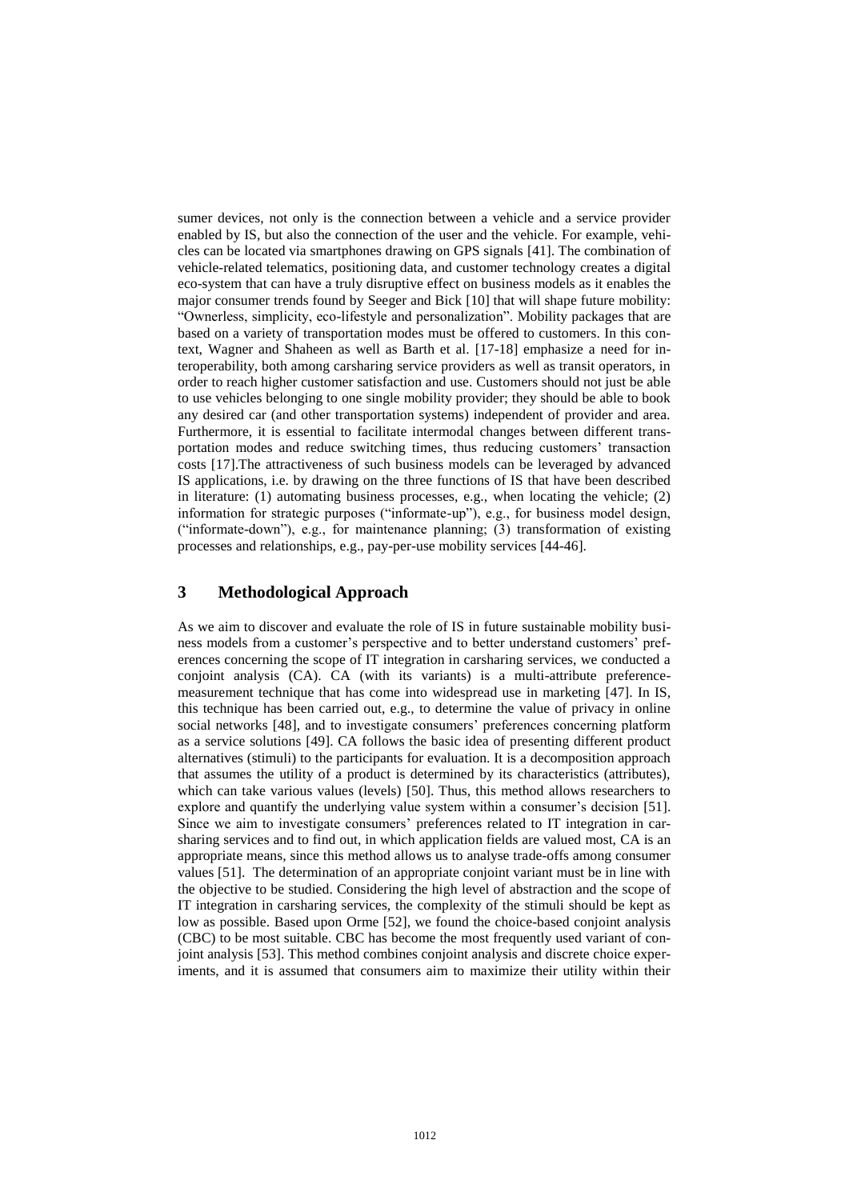sumer devices, not only is the connection between a vehicle and a service provider enabled by IS, but also the connection of the user and the vehicle. For example, vehicles can be located via smartphones drawing on GPS signals [41]. The combination of vehicle-related telematics, positioning data, and customer technology creates a digital eco-system that can have a truly disruptive effect on business models as it enables the major consumer trends found by Seeger and Bick [10] that will shape future mobility: "Ownerless, simplicity, eco-lifestyle and personalization". Mobility packages that are based on a variety of transportation modes must be offered to customers. In this context, Wagner and Shaheen as well as Barth et al. [17-18] emphasize a need for interoperability, both among carsharing service providers as well as transit operators, in order to reach higher customer satisfaction and use. Customers should not just be able to use vehicles belonging to one single mobility provider; they should be able to book any desired car (and other transportation systems) independent of provider and area. Furthermore, it is essential to facilitate intermodal changes between different transportation modes and reduce switching times, thus reducing customers' transaction costs [17].The attractiveness of such business models can be leveraged by advanced IS applications, i.e. by drawing on the three functions of IS that have been described in literature: (1) automating business processes, e.g., when locating the vehicle; (2) information for strategic purposes ("informate-up"), e.g., for business model design, ("informate-down"), e.g., for maintenance planning; (3) transformation of existing processes and relationships, e.g., pay-per-use mobility services [44-46].

## 3 Methodological Approach

As we aim to discover and evaluate the role of IS in future sustainable mobility business models from a customer's perspective and to better understand customers' preferences concerning the scope of IT integration in carsharing services, we conducted a conjoint analysis (CA). CA (with its variants) is a multi-attribute preference-measurement technique that has come into widespread use in marketing [47]. In IS, this technique has been carried out, e.g., to determine the value of privacy in online social networks [48], and to investigate consumers' preferences concerning platform as a service solutions [49]. CA follows the basic idea of presenting different product alternatives (stimuli) to the participants for evaluation. It is a decomposition approach that assumes the utility of a product is determined by its characteristics (attributes), which can take various values (levels) [50]. Thus, this method allows researchers to explore and quantify the underlying value system within a consumer's decision [51]. Since we aim to investigate consumers' preferences related to IT integration in carsharing services and to find out, in which application fields are valued most, CA is an appropriate means, since this method allows us to analyse trade-offs among consumer values [51]. The determination of an appropriate conjoint variant must be in line with the objective to be studied. Considering the high level of abstraction and the scope of IT integration in carsharing services, the complexity of the stimuli should be kept as low as possible. Based upon Orme [52], we found the choice-based conjoint analysis (CBC) to be most suitable. CBC has become the most frequently used variant of conjoint analysis [53]. This method combines conjoint analysis and discrete choice experiments, and it is assumed that consumers aim to maximize their utility within their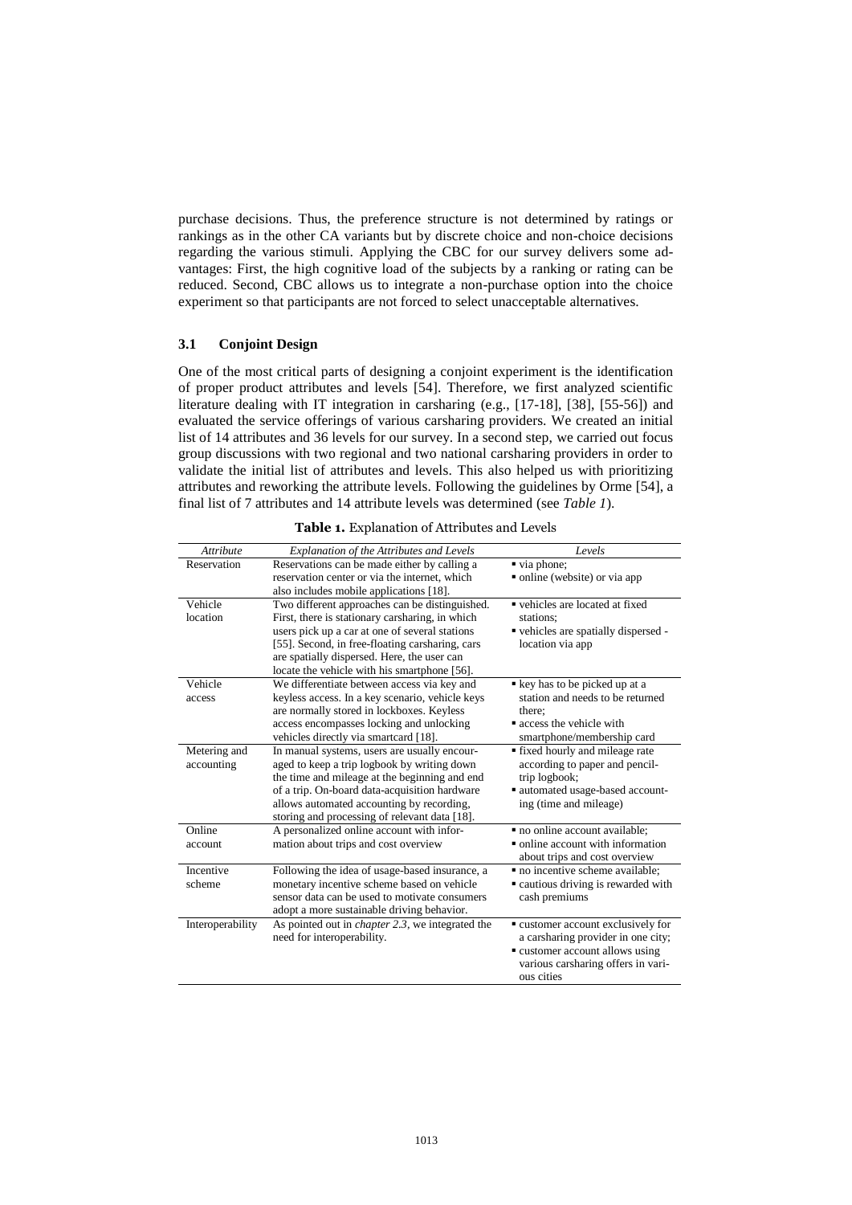purchase decisions. Thus, the preference structure is not determined by ratings or rankings as in the other CA variants but by discrete choice and non-choice decisions regarding the various stimuli. Applying the CBC for our survey delivers some advantages: First, the high cognitive load of the subjects by a ranking or rating can be reduced. Second, CBC allows us to integrate a non-purchase option into the choice experiment so that participants are not forced to select unacceptable alternatives.

### 3.1 Conjoint Design

One of the most critical parts of designing a conjoint experiment is the identification of proper product attributes and levels [54]. Therefore, we first analyzed scientific literature dealing with IT integration in carsharing (e.g., [17-18], [38], [55-56]) and evaluated the service offerings of various carsharing providers. We created an initial list of 14 attributes and 36 levels for our survey. In a second step, we carried out focus group discussions with two regional and two national carsharing providers in order to validate the initial list of attributes and levels. This also helped us with prioritizing attributes and reworking the attribute levels. Following the guidelines by Orme [54], a final list of 7 attributes and 14 attribute levels was determined (see *Table 1*).

**Table 1.** Explanation of Attributes and Levels

| *Attribute* | *Explanation of the Attributes and Levels* | *Levels* |
|---|---|---|
| Reservation | Reservations can be made either by calling a reservation center or via the internet, which also includes mobile applications [18]. | ▪ via phone;<br>▪ online (website) or via app |
| Vehicle location | Two different approaches can be distinguished. First, there is stationary carsharing, in which users pick up a car at one of several stations [55]. Second, in free-floating carsharing, cars are spatially dispersed. Here, the user can locate the vehicle with his smartphone [56]. | ▪ vehicles are located at fixed stations;<br>▪ vehicles are spatially dispersed - location via app |
| Vehicle access | We differentiate between access via key and keyless access. In a key scenario, vehicle keys are normally stored in lockboxes. Keyless access encompasses locking and unlocking vehicles directly via smartcard [18]. | ▪ key has to be picked up at a station and needs to be returned there;<br>▪ access the vehicle with smartphone/membership card |
| Metering and accounting | In manual systems, users are usually encouraged to keep a trip logbook by writing down the time and mileage at the beginning and end of a trip. On-board data-acquisition hardware allows automated accounting by recording, storing and processing of relevant data [18]. | ▪ fixed hourly and mileage rate according to paper and pencil-trip logbook;<br>▪ automated usage-based accounting (time and mileage) |
| Online account | A personalized online account with information about trips and cost overview | ▪ no online account available;<br>▪ online account with information about trips and cost overview |
| Incentive scheme | Following the idea of usage-based insurance, a monetary incentive scheme based on vehicle sensor data can be used to motivate consumers adopt a more sustainable driving behavior. | ▪ no incentive scheme available;<br>▪ cautious driving is rewarded with cash premiums |
| Interoperability | As pointed out in *chapter 2.3*, we integrated the need for interoperability. | ▪ customer account exclusively for a carsharing provider in one city;<br>▪ customer account allows using various carsharing offers in various cities |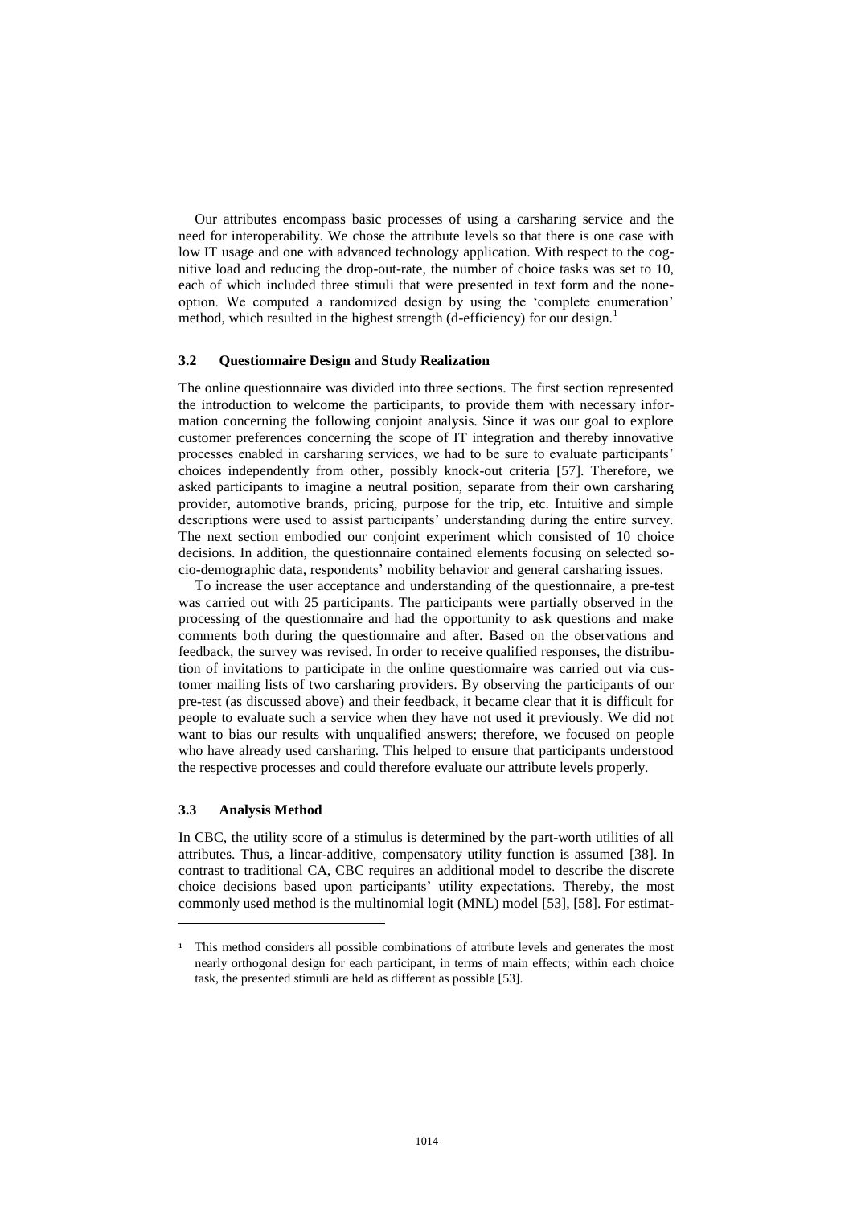Our attributes encompass basic processes of using a carsharing service and the need for interoperability. We chose the attribute levels so that there is one case with low IT usage and one with advanced technology application. With respect to the cognitive load and reducing the drop-out-rate, the number of choice tasks was set to 10, each of which included three stimuli that were presented in text form and the none-option. We computed a randomized design by using the 'complete enumeration' method, which resulted in the highest strength (d-efficiency) for our design.[1]

### 3.2 Questionnaire Design and Study Realization

The online questionnaire was divided into three sections. The first section represented the introduction to welcome the participants, to provide them with necessary information concerning the following conjoint analysis. Since it was our goal to explore customer preferences concerning the scope of IT integration and thereby innovative processes enabled in carsharing services, we had to be sure to evaluate participants' choices independently from other, possibly knock-out criteria [57]. Therefore, we asked participants to imagine a neutral position, separate from their own carsharing provider, automotive brands, pricing, purpose for the trip, etc. Intuitive and simple descriptions were used to assist participants' understanding during the entire survey. The next section embodied our conjoint experiment which consisted of 10 choice decisions. In addition, the questionnaire contained elements focusing on selected socio-demographic data, respondents' mobility behavior and general carsharing issues.

To increase the user acceptance and understanding of the questionnaire, a pre-test was carried out with 25 participants. The participants were partially observed in the processing of the questionnaire and had the opportunity to ask questions and make comments both during the questionnaire and after. Based on the observations and feedback, the survey was revised. In order to receive qualified responses, the distribution of invitations to participate in the online questionnaire was carried out via customer mailing lists of two carsharing providers. By observing the participants of our pre-test (as discussed above) and their feedback, it became clear that it is difficult for people to evaluate such a service when they have not used it previously. We did not want to bias our results with unqualified answers; therefore, we focused on people who have already used carsharing. This helped to ensure that participants understood the respective processes and could therefore evaluate our attribute levels properly.

### 3.3 Analysis Method

In CBC, the utility score of a stimulus is determined by the part-worth utilities of all attributes. Thus, a linear-additive, compensatory utility function is assumed [38]. In contrast to traditional CA, CBC requires an additional model to describe the discrete choice decisions based upon participants' utility expectations. Thereby, the most commonly used method is the multinomial logit (MNL) model [53], [58]. For estimat-

---

[1] This method considers all possible combinations of attribute levels and generates the most nearly orthogonal design for each participant, in terms of main effects; within each choice task, the presented stimuli are held as different as possible [53].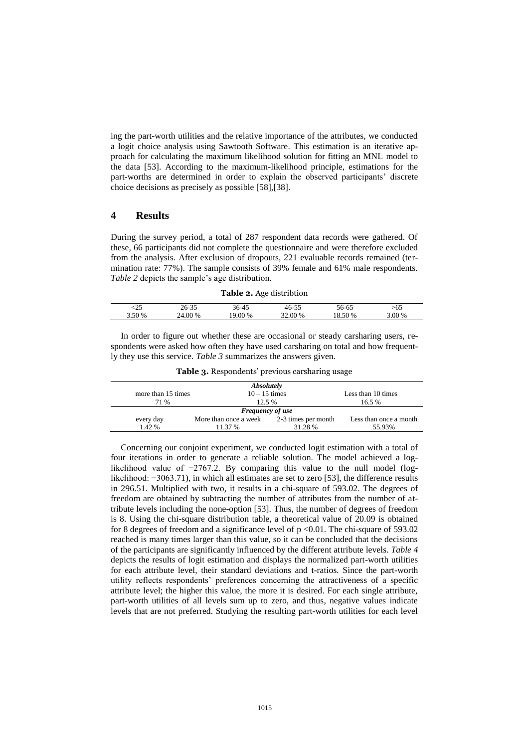ing the part-worth utilities and the relative importance of the attributes, we conducted a logit choice analysis using Sawtooth Software. This estimation is an iterative approach for calculating the maximum likelihood solution for fitting an MNL model to the data [53]. According to the maximum-likelihood principle, estimations for the part-worths are determined in order to explain the observed participants' discrete choice decisions as precisely as possible [58],[38].

# 4 Results

During the survey period, a total of 287 respondent data records were gathered. Of these, 66 participants did not complete the questionnaire and were therefore excluded from the analysis. After exclusion of dropouts, 221 evaluable records remained (termination rate: 77%). The sample consists of 39% female and 61% male respondents. *Table 2* depicts the sample's age distribution.

**Table 2.** Age distribtion

| <25 | 26-35 | 36-45 | 46-55 | 56-65 | >65 |
|---|---|---|---|---|---|
| 3.50 % | 24.00 % | 19.00 % | 32.00 % | 18.50 % | 3.00 % |

In order to figure out whether these are occasional or steady carsharing users, respondents were asked how often they have used carsharing on total and how frequently they use this service. *Table 3* summarizes the answers given.

**Table 3.** Respondents' previous carsharing usage

| *Absolutely* | | | |
|---|---|---|---|
| more than 15 times | 10 – 15 times | | Less than 10 times |
| 71 % | 12.5 % | | 16.5 % |
| ***Frequency of use*** | | | |
| every day | More than once a week | 2-3 times per month | Less than once a month |
| 1.42 % | 11.37 % | 31.28 % | 55.93% |

Concerning our conjoint experiment, we conducted logit estimation with a total of four iterations in order to generate a reliable solution. The model achieved a log-likelihood value of −2767.2. By comparing this value to the null model (log-likelihood: −3063.71), in which all estimates are set to zero [53], the difference results in 296.51. Multiplied with two, it results in a chi-square of 593.02. The degrees of freedom are obtained by subtracting the number of attributes from the number of attribute levels including the none-option [53]. Thus, the number of degrees of freedom is 8. Using the chi-square distribution table, a theoretical value of 20.09 is obtained for 8 degrees of freedom and a significance level of $p < 0.01$. The chi-square of 593.02 reached is many times larger than this value, so it can be concluded that the decisions of the participants are significantly influenced by the different attribute levels. *Table 4* depicts the results of logit estimation and displays the normalized part-worth utilities for each attribute level, their standard deviations and t-ratios. Since the part-worth utility reflects respondents' preferences concerning the attractiveness of a specific attribute level; the higher this value, the more it is desired. For each single attribute, part-worth utilities of all levels sum up to zero, and thus, negative values indicate levels that are not preferred. Studying the resulting part-worth utilities for each level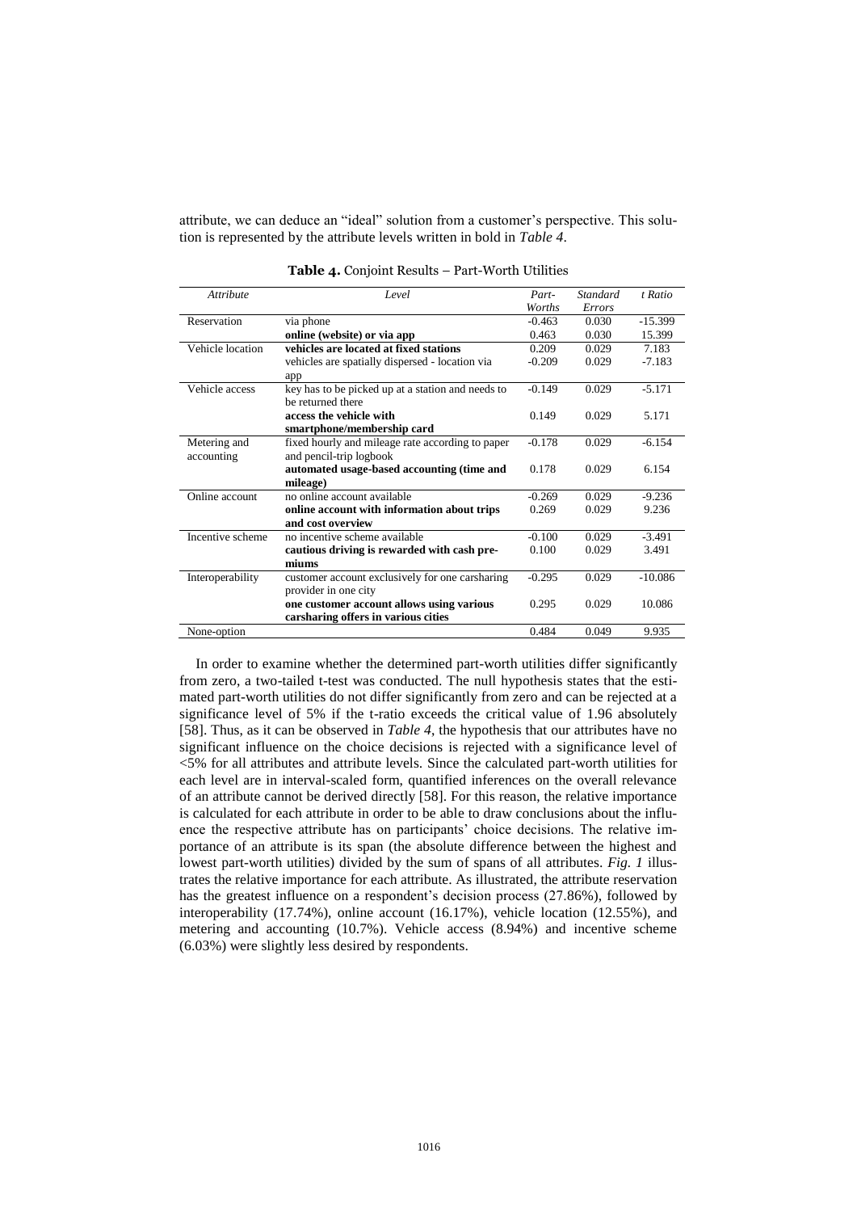attribute, we can deduce an "ideal" solution from a customer's perspective. This solution is represented by the attribute levels written in bold in *Table 4*.

**Table 4.** Conjoint Results – Part-Worth Utilities

| *Attribute* | *Level* | *Part-Worths* | *Standard Errors* | *t Ratio* |
|---|---|---|---|---|
| Reservation | via phone | -0.463 | 0.030 | -15.399 |
| | **online (website) or via app** | 0.463 | 0.030 | 15.399 |
| Vehicle location | **vehicles are located at fixed stations** | 0.209 | 0.029 | 7.183 |
| | vehicles are spatially dispersed - location via app | -0.209 | 0.029 | -7.183 |
| Vehicle access | key has to be picked up at a station and needs to be returned there | -0.149 | 0.029 | -5.171 |
| | **access the vehicle with smartphone/membership card** | 0.149 | 0.029 | 5.171 |
| Metering and accounting | fixed hourly and mileage rate according to paper and pencil-trip logbook | -0.178 | 0.029 | -6.154 |
| | **automated usage-based accounting (time and mileage)** | 0.178 | 0.029 | 6.154 |
| Online account | no online account available | -0.269 | 0.029 | -9.236 |
| | **online account with information about trips and cost overview** | 0.269 | 0.029 | 9.236 |
| Incentive scheme | no incentive scheme available | -0.100 | 0.029 | -3.491 |
| | **cautious driving is rewarded with cash premiums** | 0.100 | 0.029 | 3.491 |
| Interoperability | customer account exclusively for one carsharing provider in one city | -0.295 | 0.029 | -10.086 |
| | **one customer account allows using various carsharing offers in various cities** | 0.295 | 0.029 | 10.086 |
| None-option | | 0.484 | 0.049 | 9.935 |

In order to examine whether the determined part-worth utilities differ significantly from zero, a two-tailed t-test was conducted. The null hypothesis states that the estimated part-worth utilities do not differ significantly from zero and can be rejected at a significance level of 5% if the t-ratio exceeds the critical value of 1.96 absolutely [58]. Thus, as it can be observed in *Table 4*, the hypothesis that our attributes have no significant influence on the choice decisions is rejected with a significance level of <5% for all attributes and attribute levels. Since the calculated part-worth utilities for each level are in interval-scaled form, quantified inferences on the overall relevance of an attribute cannot be derived directly [58]. For this reason, the relative importance is calculated for each attribute in order to be able to draw conclusions about the influence the respective attribute has on participants' choice decisions. The relative importance of an attribute is its span (the absolute difference between the highest and lowest part-worth utilities) divided by the sum of spans of all attributes. *Fig. 1* illustrates the relative importance for each attribute. As illustrated, the attribute reservation has the greatest influence on a respondent's decision process (27.86%), followed by interoperability (17.74%), online account (16.17%), vehicle location (12.55%), and metering and accounting (10.7%). Vehicle access (8.94%) and incentive scheme (6.03%) were slightly less desired by respondents.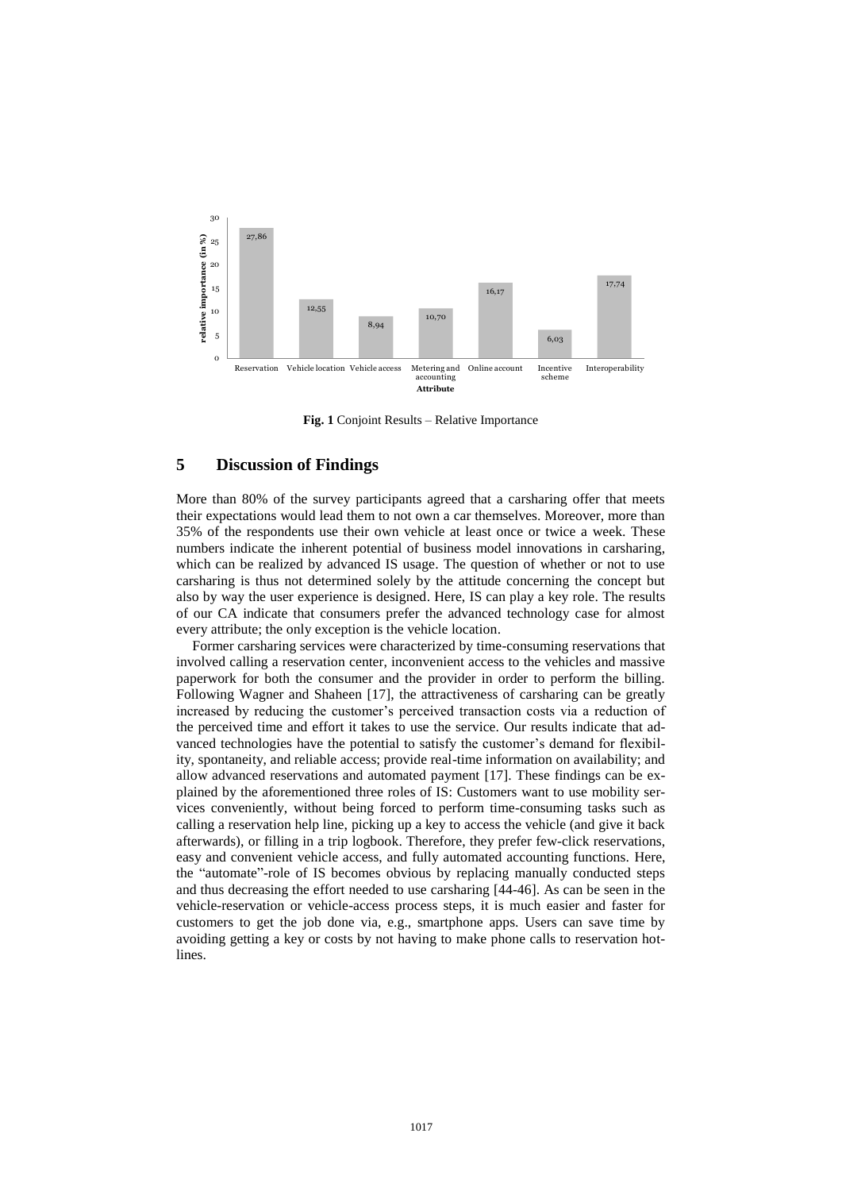**Fig. 1** Conjoint Results – Relative Importance

## 5 Discussion of Findings

More than 80% of the survey participants agreed that a carsharing offer that meets their expectations would lead them to not own a car themselves. Moreover, more than 35% of the respondents use their own vehicle at least once or twice a week. These numbers indicate the inherent potential of business model innovations in carsharing, which can be realized by advanced IS usage. The question of whether or not to use carsharing is thus not determined solely by the attitude concerning the concept but also by way the user experience is designed. Here, IS can play a key role. The results of our CA indicate that consumers prefer the advanced technology case for almost every attribute; the only exception is the vehicle location.

Former carsharing services were characterized by time-consuming reservations that involved calling a reservation center, inconvenient access to the vehicles and massive paperwork for both the consumer and the provider in order to perform the billing. Following Wagner and Shaheen [17], the attractiveness of carsharing can be greatly increased by reducing the customer's perceived transaction costs via a reduction of the perceived time and effort it takes to use the service. Our results indicate that advanced technologies have the potential to satisfy the customer's demand for flexibility, spontaneity, and reliable access; provide real-time information on availability; and allow advanced reservations and automated payment [17]. These findings can be explained by the aforementioned three roles of IS: Customers want to use mobility services conveniently, without being forced to perform time-consuming tasks such as calling a reservation help line, picking up a key to access the vehicle (and give it back afterwards), or filling in a trip logbook. Therefore, they prefer few-click reservations, easy and convenient vehicle access, and fully automated accounting functions. Here, the "automate"-role of IS becomes obvious by replacing manually conducted steps and thus decreasing the effort needed to use carsharing [44-46]. As can be seen in the vehicle-reservation or vehicle-access process steps, it is much easier and faster for customers to get the job done via, e.g., smartphone apps. Users can save time by avoiding getting a key or costs by not having to make phone calls to reservation hotlines.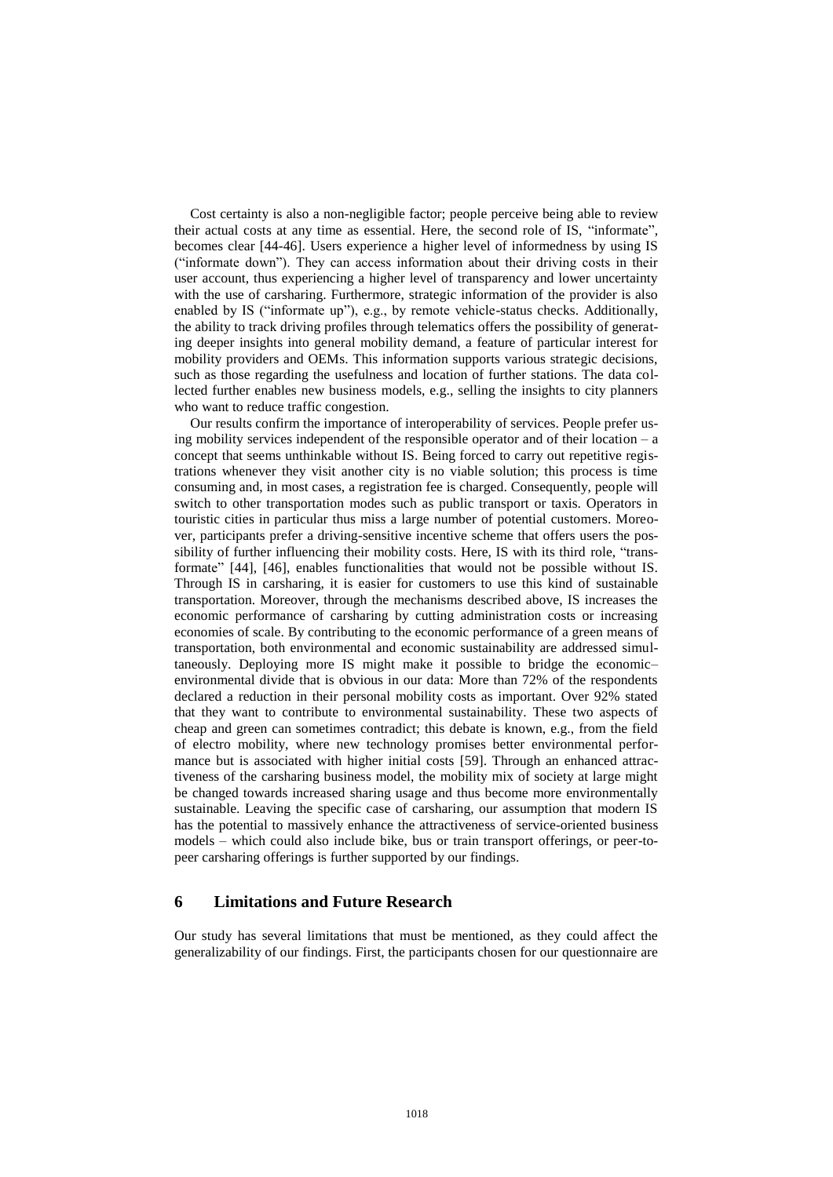Cost certainty is also a non-negligible factor; people perceive being able to review their actual costs at any time as essential. Here, the second role of IS, "informate", becomes clear [44-46]. Users experience a higher level of informedness by using IS ("informate down"). They can access information about their driving costs in their user account, thus experiencing a higher level of transparency and lower uncertainty with the use of carsharing. Furthermore, strategic information of the provider is also enabled by IS ("informate up"), e.g., by remote vehicle-status checks. Additionally, the ability to track driving profiles through telematics offers the possibility of generating deeper insights into general mobility demand, a feature of particular interest for mobility providers and OEMs. This information supports various strategic decisions, such as those regarding the usefulness and location of further stations. The data collected further enables new business models, e.g., selling the insights to city planners who want to reduce traffic congestion.

Our results confirm the importance of interoperability of services. People prefer using mobility services independent of the responsible operator and of their location – a concept that seems unthinkable without IS. Being forced to carry out repetitive registrations whenever they visit another city is no viable solution; this process is time consuming and, in most cases, a registration fee is charged. Consequently, people will switch to other transportation modes such as public transport or taxis. Operators in touristic cities in particular thus miss a large number of potential customers. Moreover, participants prefer a driving-sensitive incentive scheme that offers users the possibility of further influencing their mobility costs. Here, IS with its third role, "transformate" [44], [46], enables functionalities that would not be possible without IS. Through IS in carsharing, it is easier for customers to use this kind of sustainable transportation. Moreover, through the mechanisms described above, IS increases the economic performance of carsharing by cutting administration costs or increasing economies of scale. By contributing to the economic performance of a green means of transportation, both environmental and economic sustainability are addressed simultaneously. Deploying more IS might make it possible to bridge the economic–environmental divide that is obvious in our data: More than 72% of the respondents declared a reduction in their personal mobility costs as important. Over 92% stated that they want to contribute to environmental sustainability. These two aspects of cheap and green can sometimes contradict; this debate is known, e.g., from the field of electro mobility, where new technology promises better environmental performance but is associated with higher initial costs [59]. Through an enhanced attractiveness of the carsharing business model, the mobility mix of society at large might be changed towards increased sharing usage and thus become more environmentally sustainable. Leaving the specific case of carsharing, our assumption that modern IS has the potential to massively enhance the attractiveness of service-oriented business models – which could also include bike, bus or train transport offerings, or peer-to-peer carsharing offerings is further supported by our findings.

## 6 Limitations and Future Research

Our study has several limitations that must be mentioned, as they could affect the generalizability of our findings. First, the participants chosen for our questionnaire are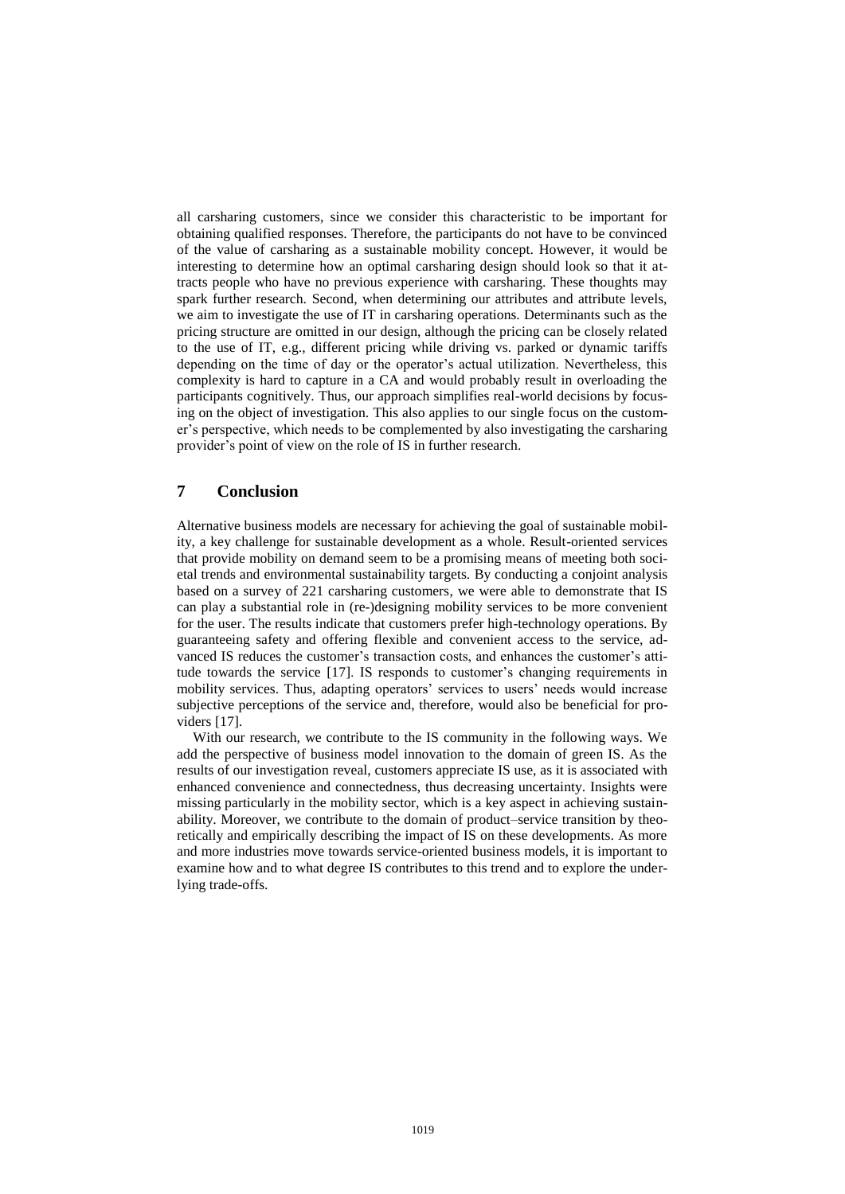all carsharing customers, since we consider this characteristic to be important for obtaining qualified responses. Therefore, the participants do not have to be convinced of the value of carsharing as a sustainable mobility concept. However, it would be interesting to determine how an optimal carsharing design should look so that it attracts people who have no previous experience with carsharing. These thoughts may spark further research. Second, when determining our attributes and attribute levels, we aim to investigate the use of IT in carsharing operations. Determinants such as the pricing structure are omitted in our design, although the pricing can be closely related to the use of IT, e.g., different pricing while driving vs. parked or dynamic tariffs depending on the time of day or the operator's actual utilization. Nevertheless, this complexity is hard to capture in a CA and would probably result in overloading the participants cognitively. Thus, our approach simplifies real-world decisions by focusing on the object of investigation. This also applies to our single focus on the customer's perspective, which needs to be complemented by also investigating the carsharing provider's point of view on the role of IS in further research.

## 7 Conclusion

Alternative business models are necessary for achieving the goal of sustainable mobility, a key challenge for sustainable development as a whole. Result-oriented services that provide mobility on demand seem to be a promising means of meeting both societal trends and environmental sustainability targets. By conducting a conjoint analysis based on a survey of 221 carsharing customers, we were able to demonstrate that IS can play a substantial role in (re-)designing mobility services to be more convenient for the user. The results indicate that customers prefer high-technology operations. By guaranteeing safety and offering flexible and convenient access to the service, advanced IS reduces the customer's transaction costs, and enhances the customer's attitude towards the service [17]. IS responds to customer's changing requirements in mobility services. Thus, adapting operators' services to users' needs would increase subjective perceptions of the service and, therefore, would also be beneficial for providers [17].

With our research, we contribute to the IS community in the following ways. We add the perspective of business model innovation to the domain of green IS. As the results of our investigation reveal, customers appreciate IS use, as it is associated with enhanced convenience and connectedness, thus decreasing uncertainty. Insights were missing particularly in the mobility sector, which is a key aspect in achieving sustainability. Moreover, we contribute to the domain of product–service transition by theoretically and empirically describing the impact of IS on these developments. As more and more industries move towards service-oriented business models, it is important to examine how and to what degree IS contributes to this trend and to explore the underlying trade-offs.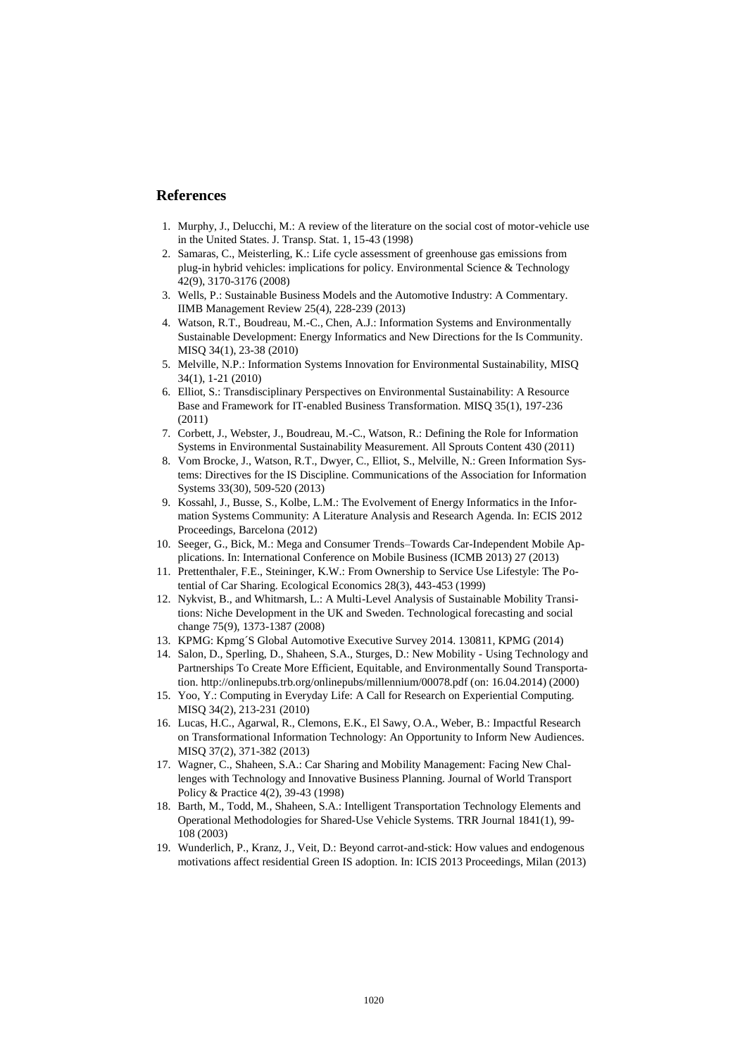## References

1. Murphy, J., Delucchi, M.: A review of the literature on the social cost of motor-vehicle use in the United States. J. Transp. Stat. 1, 15-43 (1998)
2. Samaras, C., Meisterling, K.: Life cycle assessment of greenhouse gas emissions from plug-in hybrid vehicles: implications for policy. Environmental Science & Technology 42(9), 3170-3176 (2008)
3. Wells, P.: Sustainable Business Models and the Automotive Industry: A Commentary. IIMB Management Review 25(4), 228-239 (2013)
4. Watson, R.T., Boudreau, M.-C., Chen, A.J.: Information Systems and Environmentally Sustainable Development: Energy Informatics and New Directions for the Is Community. MISQ 34(1), 23-38 (2010)
5. Melville, N.P.: Information Systems Innovation for Environmental Sustainability, MISQ 34(1), 1-21 (2010)
6. Elliot, S.: Transdisciplinary Perspectives on Environmental Sustainability: A Resource Base and Framework for IT-enabled Business Transformation. MISQ 35(1), 197-236 (2011)
7. Corbett, J., Webster, J., Boudreau, M.-C., Watson, R.: Defining the Role for Information Systems in Environmental Sustainability Measurement. All Sprouts Content 430 (2011)
8. Vom Brocke, J., Watson, R.T., Dwyer, C., Elliot, S., Melville, N.: Green Information Systems: Directives for the IS Discipline. Communications of the Association for Information Systems 33(30), 509-520 (2013)
9. Kossahl, J., Busse, S., Kolbe, L.M.: The Evolvement of Energy Informatics in the Information Systems Community: A Literature Analysis and Research Agenda. In: ECIS 2012 Proceedings, Barcelona (2012)
10. Seeger, G., Bick, M.: Mega and Consumer Trends–Towards Car-Independent Mobile Applications. In: International Conference on Mobile Business (ICMB 2013) 27 (2013)
11. Prettenthaler, F.E., Steininger, K.W.: From Ownership to Service Use Lifestyle: The Potential of Car Sharing. Ecological Economics 28(3), 443-453 (1999)
12. Nykvist, B., and Whitmarsh, L.: A Multi-Level Analysis of Sustainable Mobility Transitions: Niche Development in the UK and Sweden. Technological forecasting and social change 75(9), 1373-1387 (2008)
13. KPMG: Kpmg´S Global Automotive Executive Survey 2014. 130811, KPMG (2014)
14. Salon, D., Sperling, D., Shaheen, S.A., Sturges, D.: New Mobility - Using Technology and Partnerships To Create More Efficient, Equitable, and Environmentally Sound Transportation. http://onlinepubs.trb.org/onlinepubs/millennium/00078.pdf (on: 16.04.2014) (2000)
15. Yoo, Y.: Computing in Everyday Life: A Call for Research on Experiential Computing. MISQ 34(2), 213-231 (2010)
16. Lucas, H.C., Agarwal, R., Clemons, E.K., El Sawy, O.A., Weber, B.: Impactful Research on Transformational Information Technology: An Opportunity to Inform New Audiences. MISQ 37(2), 371-382 (2013)
17. Wagner, C., Shaheen, S.A.: Car Sharing and Mobility Management: Facing New Challenges with Technology and Innovative Business Planning. Journal of World Transport Policy & Practice 4(2), 39-43 (1998)
18. Barth, M., Todd, M., Shaheen, S.A.: Intelligent Transportation Technology Elements and Operational Methodologies for Shared-Use Vehicle Systems. TRR Journal 1841(1), 99-108 (2003)
19. Wunderlich, P., Kranz, J., Veit, D.: Beyond carrot-and-stick: How values and endogenous motivations affect residential Green IS adoption. In: ICIS 2013 Proceedings, Milan (2013)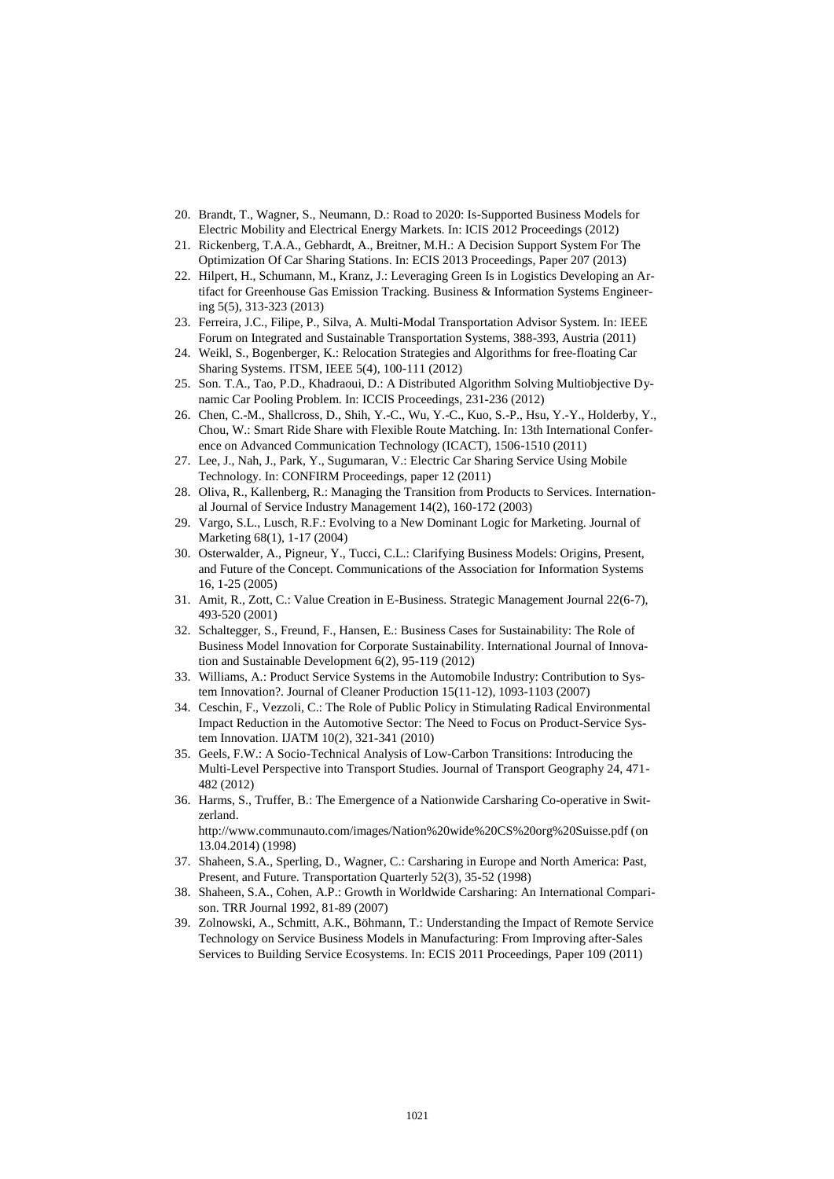20. Brandt, T., Wagner, S., Neumann, D.: Road to 2020: Is-Supported Business Models for Electric Mobility and Electrical Energy Markets. In: ICIS 2012 Proceedings (2012)
21. Rickenberg, T.A.A., Gebhardt, A., Breitner, M.H.: A Decision Support System For The Optimization Of Car Sharing Stations. In: ECIS 2013 Proceedings, Paper 207 (2013)
22. Hilpert, H., Schumann, M., Kranz, J.: Leveraging Green Is in Logistics Developing an Artifact for Greenhouse Gas Emission Tracking. Business & Information Systems Engineering 5(5), 313-323 (2013)
23. Ferreira, J.C., Filipe, P., Silva, A. Multi-Modal Transportation Advisor System. In: IEEE Forum on Integrated and Sustainable Transportation Systems, 388-393, Austria (2011)
24. Weikl, S., Bogenberger, K.: Relocation Strategies and Algorithms for free-floating Car Sharing Systems. ITSM, IEEE 5(4), 100-111 (2012)
25. Son. T.A., Tao, P.D., Khadraoui, D.: A Distributed Algorithm Solving Multiobjective Dynamic Car Pooling Problem. In: ICCIS Proceedings, 231-236 (2012)
26. Chen, C.-M., Shallcross, D., Shih, Y.-C., Wu, Y.-C., Kuo, S.-P., Hsu, Y.-Y., Holderby, Y., Chou, W.: Smart Ride Share with Flexible Route Matching. In: 13th International Conference on Advanced Communication Technology (ICACT), 1506-1510 (2011)
27. Lee, J., Nah, J., Park, Y., Sugumaran, V.: Electric Car Sharing Service Using Mobile Technology. In: CONFIRM Proceedings, paper 12 (2011)
28. Oliva, R., Kallenberg, R.: Managing the Transition from Products to Services. International Journal of Service Industry Management 14(2), 160-172 (2003)
29. Vargo, S.L., Lusch, R.F.: Evolving to a New Dominant Logic for Marketing. Journal of Marketing 68(1), 1-17 (2004)
30. Osterwalder, A., Pigneur, Y., Tucci, C.L.: Clarifying Business Models: Origins, Present, and Future of the Concept. Communications of the Association for Information Systems 16, 1-25 (2005)
31. Amit, R., Zott, C.: Value Creation in E-Business. Strategic Management Journal 22(6-7), 493-520 (2001)
32. Schaltegger, S., Freund, F., Hansen, E.: Business Cases for Sustainability: The Role of Business Model Innovation for Corporate Sustainability. International Journal of Innovation and Sustainable Development 6(2), 95-119 (2012)
33. Williams, A.: Product Service Systems in the Automobile Industry: Contribution to System Innovation?. Journal of Cleaner Production 15(11-12), 1093-1103 (2007)
34. Ceschin, F., Vezzoli, C.: The Role of Public Policy in Stimulating Radical Environmental Impact Reduction in the Automotive Sector: The Need to Focus on Product-Service System Innovation. IJATM 10(2), 321-341 (2010)
35. Geels, F.W.: A Socio-Technical Analysis of Low-Carbon Transitions: Introducing the Multi-Level Perspective into Transport Studies. Journal of Transport Geography 24, 471-482 (2012)
36. Harms, S., Truffer, B.: The Emergence of a Nationwide Carsharing Co-operative in Switzerland. http://www.communauto.com/images/Nation%20wide%20CS%20org%20Suisse.pdf (on 13.04.2014) (1998)
37. Shaheen, S.A., Sperling, D., Wagner, C.: Carsharing in Europe and North America: Past, Present, and Future. Transportation Quarterly 52(3), 35-52 (1998)
38. Shaheen, S.A., Cohen, A.P.: Growth in Worldwide Carsharing: An International Comparison. TRR Journal 1992, 81-89 (2007)
39. Zolnowski, A., Schmitt, A.K., Böhmann, T.: Understanding the Impact of Remote Service Technology on Service Business Models in Manufacturing: From Improving after-Sales Services to Building Service Ecosystems. In: ECIS 2011 Proceedings, Paper 109 (2011)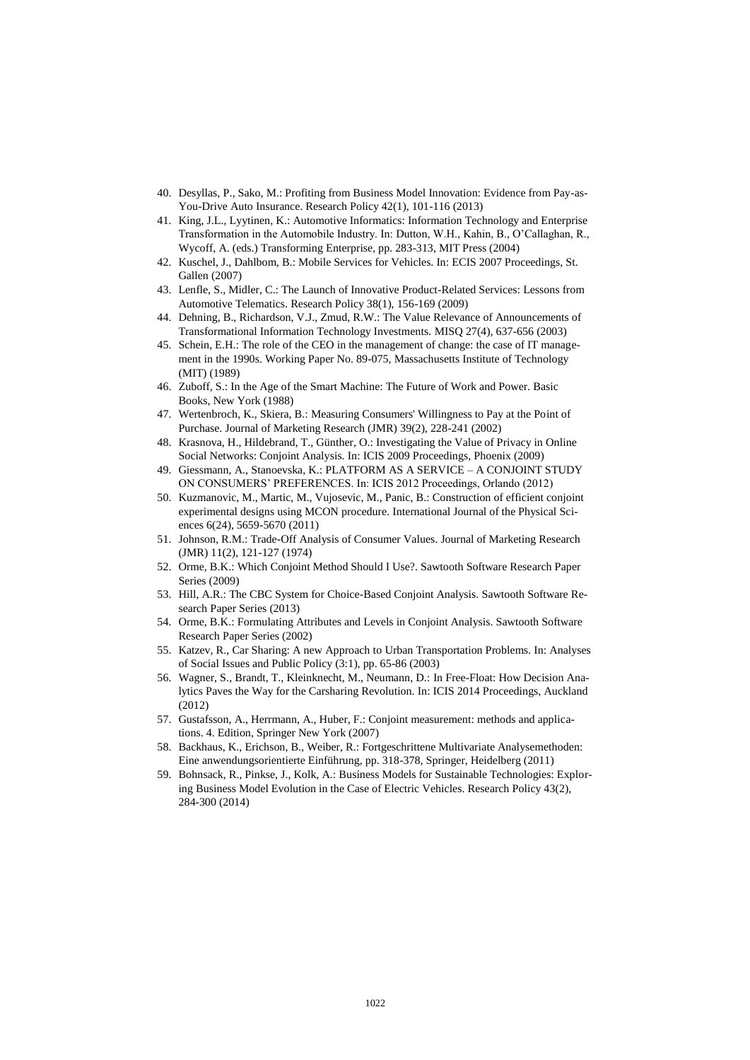40. Desyllas, P., Sako, M.: Profiting from Business Model Innovation: Evidence from Pay-as-You-Drive Auto Insurance. Research Policy 42(1), 101-116 (2013)
41. King, J.L., Lyytinen, K.: Automotive Informatics: Information Technology and Enterprise Transformation in the Automobile Industry. In: Dutton, W.H., Kahin, B., O'Callaghan, R., Wycoff, A. (eds.) Transforming Enterprise, pp. 283-313, MIT Press (2004)
42. Kuschel, J., Dahlbom, B.: Mobile Services for Vehicles. In: ECIS 2007 Proceedings, St. Gallen (2007)
43. Lenfle, S., Midler, C.: The Launch of Innovative Product-Related Services: Lessons from Automotive Telematics. Research Policy 38(1), 156-169 (2009)
44. Dehning, B., Richardson, V.J., Zmud, R.W.: The Value Relevance of Announcements of Transformational Information Technology Investments. MISQ 27(4), 637-656 (2003)
45. Schein, E.H.: The role of the CEO in the management of change: the case of IT management in the 1990s. Working Paper No. 89-075, Massachusetts Institute of Technology (MIT) (1989)
46. Zuboff, S.: In the Age of the Smart Machine: The Future of Work and Power. Basic Books, New York (1988)
47. Wertenbroch, K., Skiera, B.: Measuring Consumers' Willingness to Pay at the Point of Purchase. Journal of Marketing Research (JMR) 39(2), 228-241 (2002)
48. Krasnova, H., Hildebrand, T., Günther, O.: Investigating the Value of Privacy in Online Social Networks: Conjoint Analysis. In: ICIS 2009 Proceedings, Phoenix (2009)
49. Giessmann, A., Stanoevska, K.: PLATFORM AS A SERVICE – A CONJOINT STUDY ON CONSUMERS' PREFERENCES. In: ICIS 2012 Proceedings, Orlando (2012)
50. Kuzmanovic, M., Martic, M., Vujosevic, M., Panic, B.: Construction of efficient conjoint experimental designs using MCON procedure. International Journal of the Physical Sciences 6(24), 5659-5670 (2011)
51. Johnson, R.M.: Trade-Off Analysis of Consumer Values. Journal of Marketing Research (JMR) 11(2), 121-127 (1974)
52. Orme, B.K.: Which Conjoint Method Should I Use?. Sawtooth Software Research Paper Series (2009)
53. Hill, A.R.: The CBC System for Choice-Based Conjoint Analysis. Sawtooth Software Research Paper Series (2013)
54. Orme, B.K.: Formulating Attributes and Levels in Conjoint Analysis. Sawtooth Software Research Paper Series (2002)
55. Katzev, R., Car Sharing: A new Approach to Urban Transportation Problems. In: Analyses of Social Issues and Public Policy (3:1), pp. 65-86 (2003)
56. Wagner, S., Brandt, T., Kleinknecht, M., Neumann, D.: In Free-Float: How Decision Analytics Paves the Way for the Carsharing Revolution. In: ICIS 2014 Proceedings, Auckland (2012)
57. Gustafsson, A., Herrmann, A., Huber, F.: Conjoint measurement: methods and applications. 4. Edition, Springer New York (2007)
58. Backhaus, K., Erichson, B., Weiber, R.: Fortgeschrittene Multivariate Analysemethoden: Eine anwendungsorientierte Einführung, pp. 318-378, Springer, Heidelberg (2011)
59. Bohnsack, R., Pinkse, J., Kolk, A.: Business Models for Sustainable Technologies: Exploring Business Model Evolution in the Case of Electric Vehicles. Research Policy 43(2), 284-300 (2014)